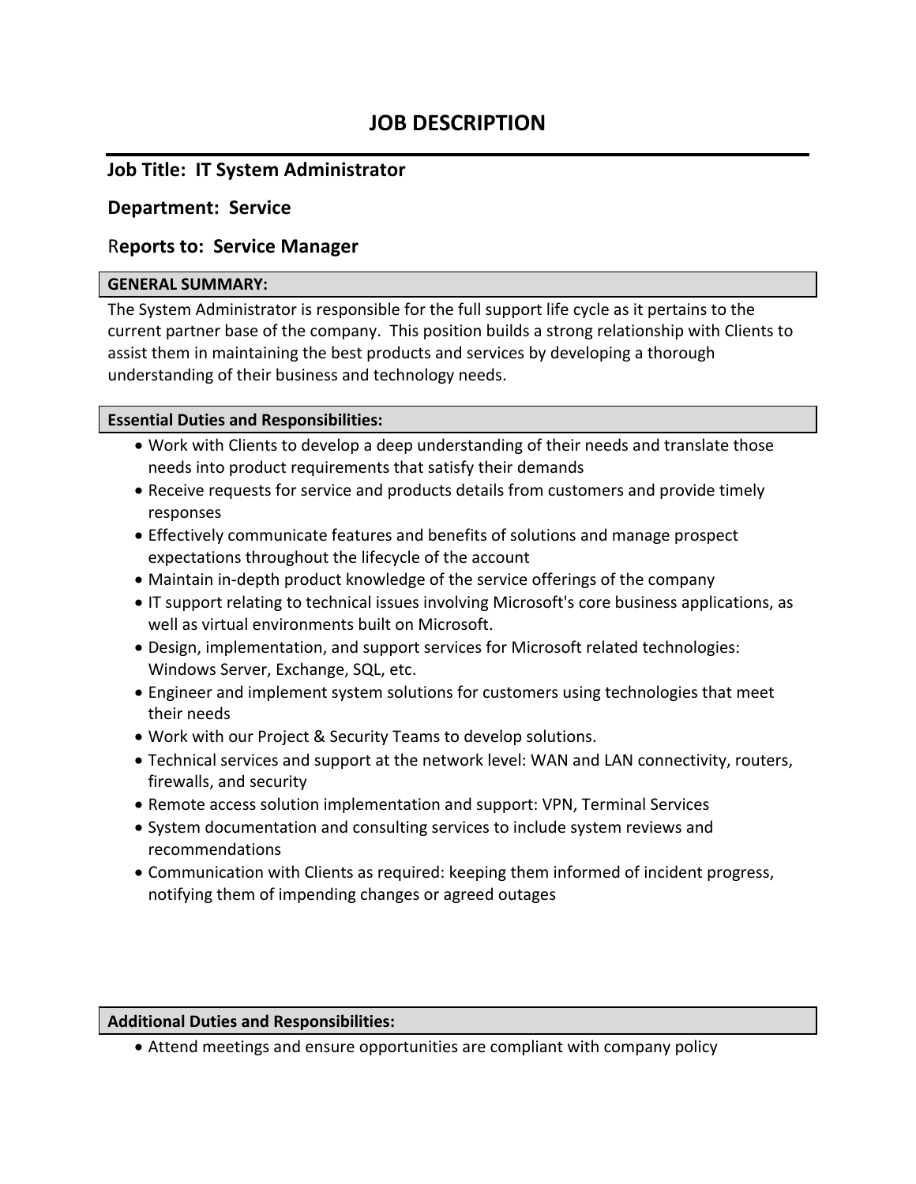# JOB DESCRIPTION

## Job Title: IT System Administrator

## Department: Service

## Reports to: Service Manager

**GENERAL SUMMARY:**

The System Administrator is responsible for the full support life cycle as it pertains to the current partner base of the company. This position builds a strong relationship with Clients to assist them in maintaining the best products and services by developing a thorough understanding of their business and technology needs.

**Essential Duties and Responsibilities:**

- Work with Clients to develop a deep understanding of their needs and translate those needs into product requirements that satisfy their demands
- Receive requests for service and products details from customers and provide timely responses
- Effectively communicate features and benefits of solutions and manage prospect expectations throughout the lifecycle of the account
- Maintain in-depth product knowledge of the service offerings of the company
- IT support relating to technical issues involving Microsoft's core business applications, as well as virtual environments built on Microsoft.
- Design, implementation, and support services for Microsoft related technologies: Windows Server, Exchange, SQL, etc.
- Engineer and implement system solutions for customers using technologies that meet their needs
- Work with our Project & Security Teams to develop solutions.
- Technical services and support at the network level: WAN and LAN connectivity, routers, firewalls, and security
- Remote access solution implementation and support: VPN, Terminal Services
- System documentation and consulting services to include system reviews and recommendations
- Communication with Clients as required: keeping them informed of incident progress, notifying them of impending changes or agreed outages

**Additional Duties and Responsibilities:**

- Attend meetings and ensure opportunities are compliant with company policy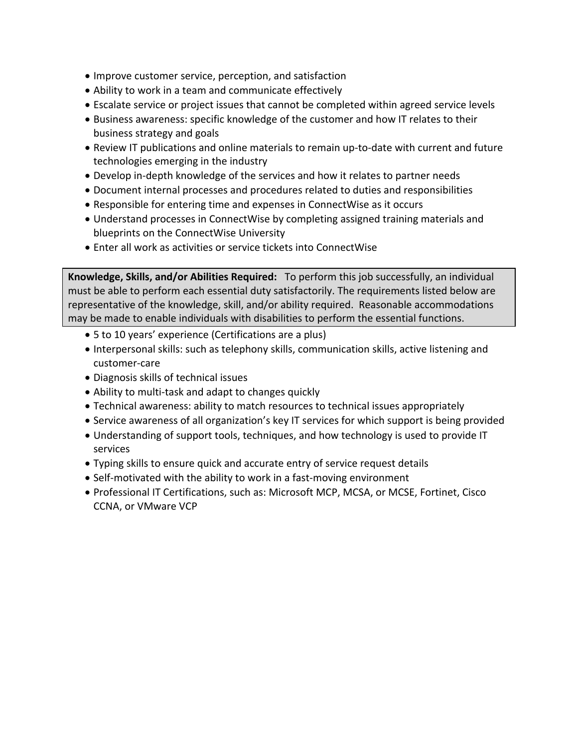- Improve customer service, perception, and satisfaction
- Ability to work in a team and communicate effectively
- Escalate service or project issues that cannot be completed within agreed service levels
- Business awareness: specific knowledge of the customer and how IT relates to their business strategy and goals
- Review IT publications and online materials to remain up-to-date with current and future technologies emerging in the industry
- Develop in-depth knowledge of the services and how it relates to partner needs
- Document internal processes and procedures related to duties and responsibilities
- Responsible for entering time and expenses in ConnectWise as it occurs
- Understand processes in ConnectWise by completing assigned training materials and blueprints on the ConnectWise University
- Enter all work as activities or service tickets into ConnectWise

**Knowledge, Skills, and/or Abilities Required:** To perform this job successfully, an individual must be able to perform each essential duty satisfactorily. The requirements listed below are representative of the knowledge, skill, and/or ability required. Reasonable accommodations may be made to enable individuals with disabilities to perform the essential functions.

- 5 to 10 years' experience (Certifications are a plus)
- Interpersonal skills: such as telephony skills, communication skills, active listening and customer-care
- Diagnosis skills of technical issues
- Ability to multi-task and adapt to changes quickly
- Technical awareness: ability to match resources to technical issues appropriately
- Service awareness of all organization's key IT services for which support is being provided
- Understanding of support tools, techniques, and how technology is used to provide IT services
- Typing skills to ensure quick and accurate entry of service request details
- Self-motivated with the ability to work in a fast-moving environment
- Professional IT Certifications, such as: Microsoft MCP, MCSA, or MCSE, Fortinet, Cisco CCNA, or VMware VCP